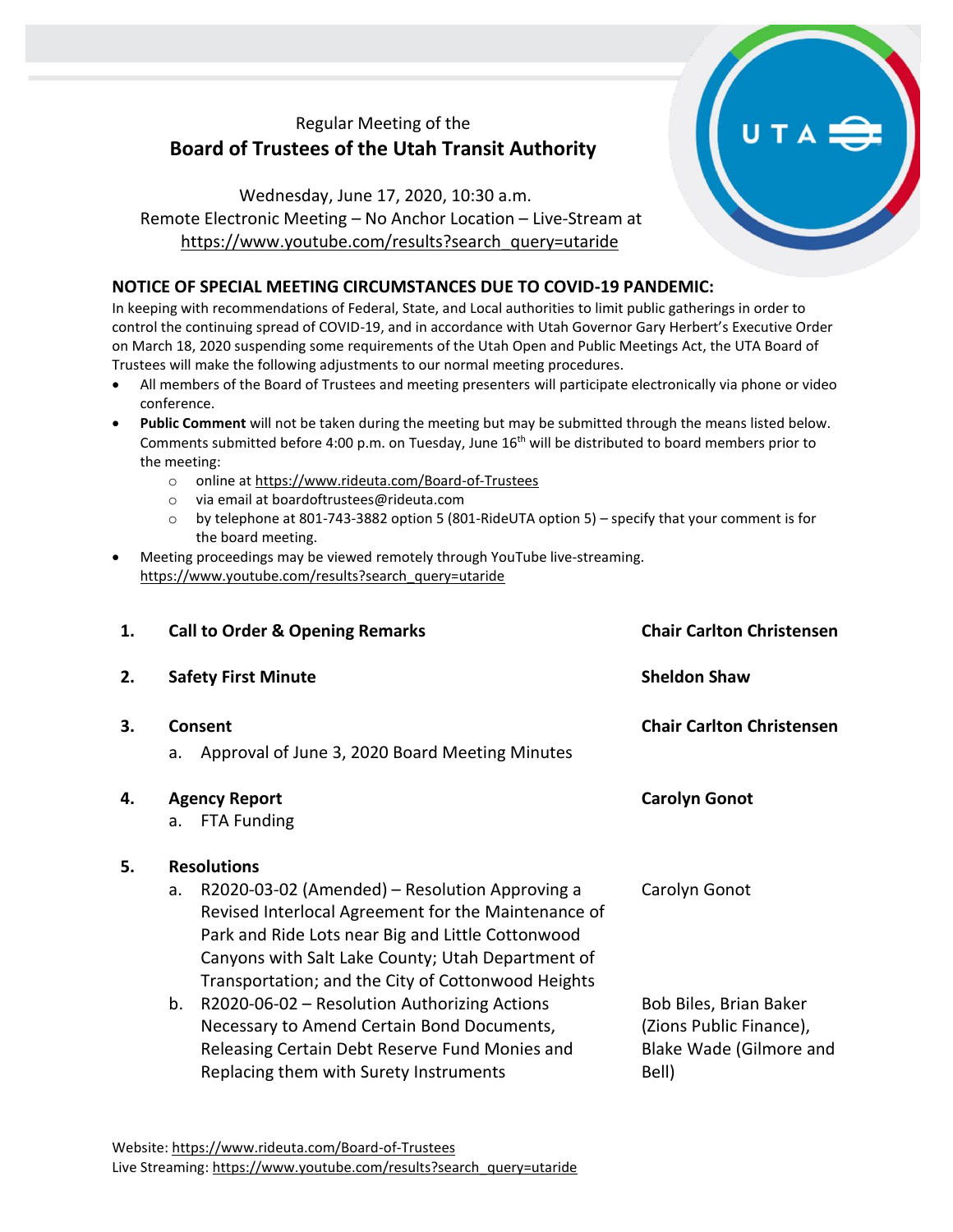Regular Meeting of the

# Board of Trustees of the Utah Transit Authority

Wednesday, June 17, 2020, 10:30 a.m.
Remote Electronic Meeting – No Anchor Location – Live-Stream at
https://www.youtube.com/results?search_query=utaride

## NOTICE OF SPECIAL MEETING CIRCUMSTANCES DUE TO COVID-19 PANDEMIC:

In keeping with recommendations of Federal, State, and Local authorities to limit public gatherings in order to control the continuing spread of COVID-19, and in accordance with Utah Governor Gary Herbert's Executive Order on March 18, 2020 suspending some requirements of the Utah Open and Public Meetings Act, the UTA Board of Trustees will make the following adjustments to our normal meeting procedures.

- All members of the Board of Trustees and meeting presenters will participate electronically via phone or video conference.
- **Public Comment** will not be taken during the meeting but may be submitted through the means listed below. Comments submitted before 4:00 p.m. on Tuesday, June 16th will be distributed to board members prior to the meeting:
  - online at https://www.rideuta.com/Board-of-Trustees
  - via email at boardoftrustees@rideuta.com
  - by telephone at 801-743-3882 option 5 (801-RideUTA option 5) – specify that your comment is for the board meeting.
- Meeting proceedings may be viewed remotely through YouTube live-streaming. https://www.youtube.com/results?search_query=utaride

| | | |
|---|---|---|
| **1.** | **Call to Order & Opening Remarks** | **Chair Carlton Christensen** |
| **2.** | **Safety First Minute** | **Sheldon Shaw** |
| **3.** | **Consent**<br>a. Approval of June 3, 2020 Board Meeting Minutes | **Chair Carlton Christensen** |
| **4.** | **Agency Report**<br>a. FTA Funding | **Carolyn Gonot** |
| **5.** | **Resolutions** | |
| | a. R2020-03-02 (Amended) – Resolution Approving a Revised Interlocal Agreement for the Maintenance of Park and Ride Lots near Big and Little Cottonwood Canyons with Salt Lake County; Utah Department of Transportation; and the City of Cottonwood Heights | Carolyn Gonot |
| | b. R2020-06-02 – Resolution Authorizing Actions Necessary to Amend Certain Bond Documents, Releasing Certain Debt Reserve Fund Monies and Replacing them with Surety Instruments | Bob Biles, Brian Baker (Zions Public Finance), Blake Wade (Gilmore and Bell) |

Website: https://www.rideuta.com/Board-of-Trustees
Live Streaming: https://www.youtube.com/results?search_query=utaride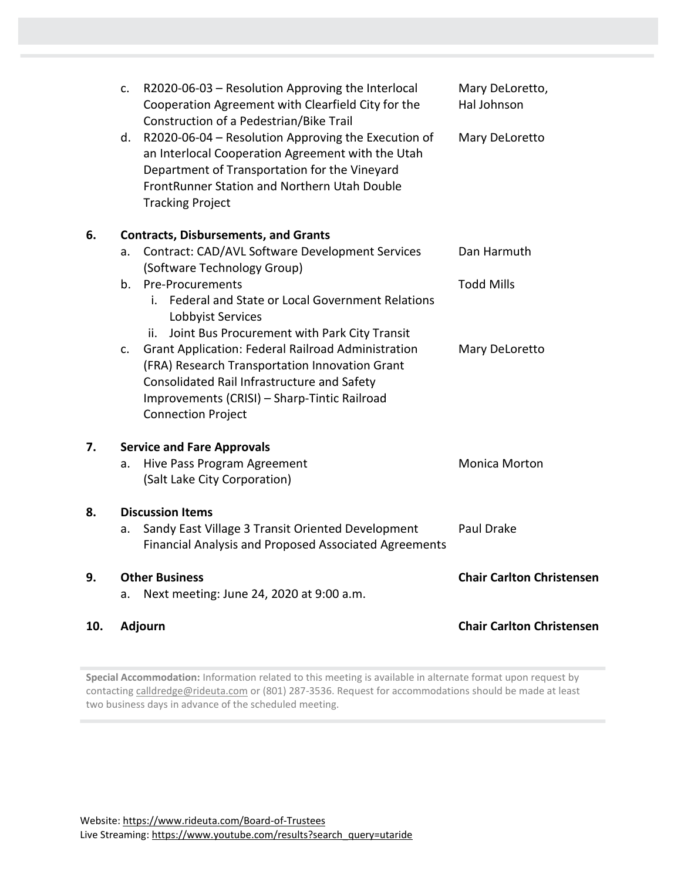| | | |
|---|---|---|
| | c. R2020-06-03 – Resolution Approving the Interlocal Cooperation Agreement with Clearfield City for the Construction of a Pedestrian/Bike Trail | Mary DeLoretto, Hal Johnson |
| | d. R2020-06-04 – Resolution Approving the Execution of an Interlocal Cooperation Agreement with the Utah Department of Transportation for the Vineyard FrontRunner Station and Northern Utah Double Tracking Project | Mary DeLoretto |
| **6.** | **Contracts, Disbursements, and Grants** | |
| | a. Contract: CAD/AVL Software Development Services (Software Technology Group) | Dan Harmuth |
| | b. Pre-Procurements<br>i. Federal and State or Local Government Relations Lobbyist Services<br>ii. Joint Bus Procurement with Park City Transit | Todd Mills |
| | c. Grant Application: Federal Railroad Administration (FRA) Research Transportation Innovation Grant Consolidated Rail Infrastructure and Safety Improvements (CRISI) – Sharp-Tintic Railroad Connection Project | Mary DeLoretto |
| **7.** | **Service and Fare Approvals** | |
| | a. Hive Pass Program Agreement (Salt Lake City Corporation) | Monica Morton |
| **8.** | **Discussion Items** | |
| | a. Sandy East Village 3 Transit Oriented Development Financial Analysis and Proposed Associated Agreements | Paul Drake |
| **9.** | **Other Business** | **Chair Carlton Christensen** |
| | a. Next meeting: June 24, 2020 at 9:00 a.m. | |
| **10.** | **Adjourn** | **Chair Carlton Christensen** |

**Special Accommodation:** Information related to this meeting is available in alternate format upon request by contacting calldredge@rideuta.com or (801) 287-3536. Request for accommodations should be made at least two business days in advance of the scheduled meeting.

Website: https://www.rideuta.com/Board-of-Trustees
Live Streaming: https://www.youtube.com/results?search_query=utaride